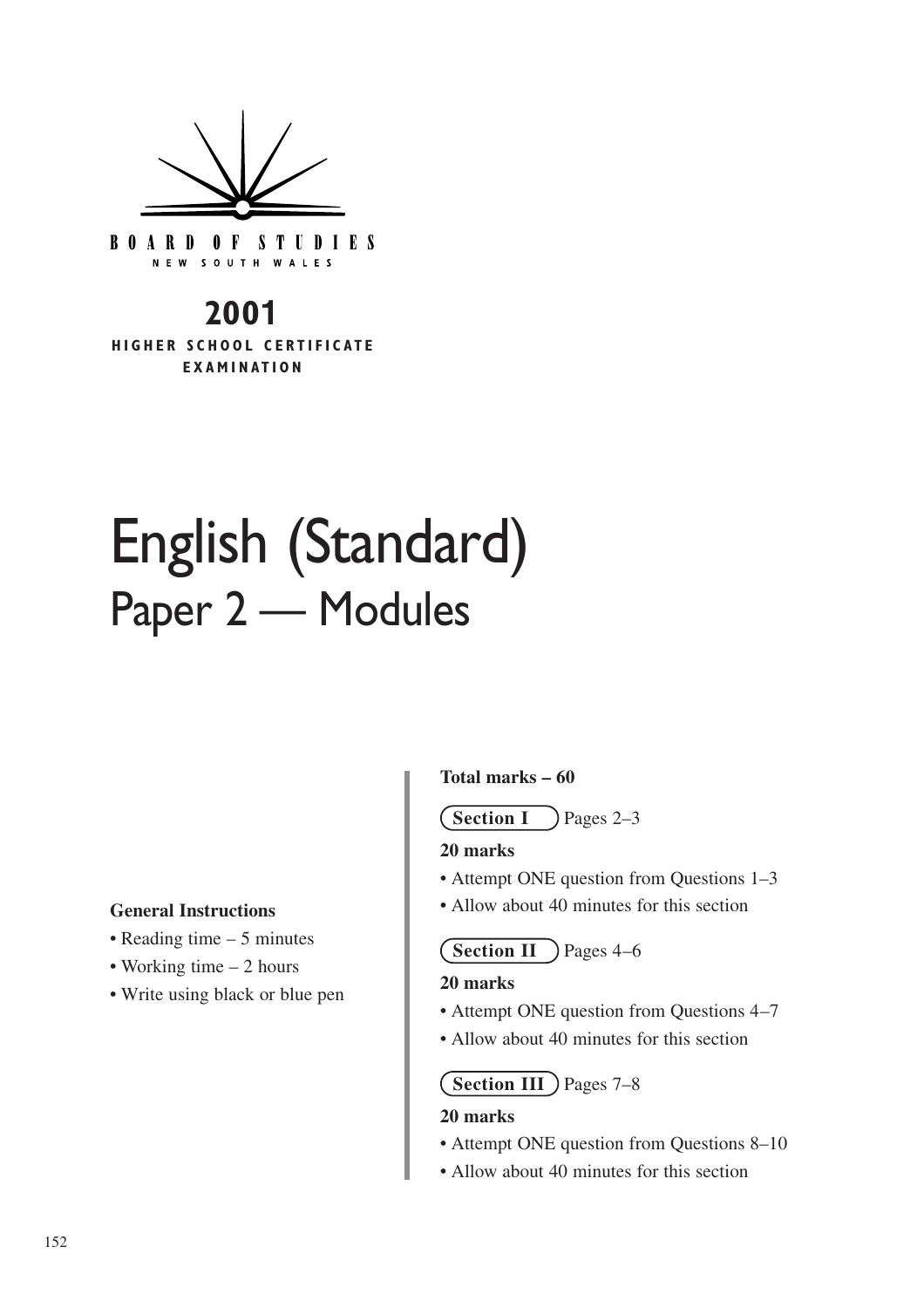BOARD OF STUDIES

NEW SOUTH WALES

**2001**

**HIGHER SCHOOL CERTIFICATE EXAMINATION**

# English (Standard)

## Paper 2 — Modules

**General Instructions**

- Reading time – 5 minutes
- Working time – 2 hours
- Write using black or blue pen

**Total marks – 60**

**Section I** Pages 2–3

**20 marks**

- Attempt ONE question from Questions 1–3
- Allow about 40 minutes for this section

**Section II** Pages 4–6

**20 marks**

- Attempt ONE question from Questions 4–7
- Allow about 40 minutes for this section

**Section III** Pages 7–8

**20 marks**

- Attempt ONE question from Questions 8–10
- Allow about 40 minutes for this section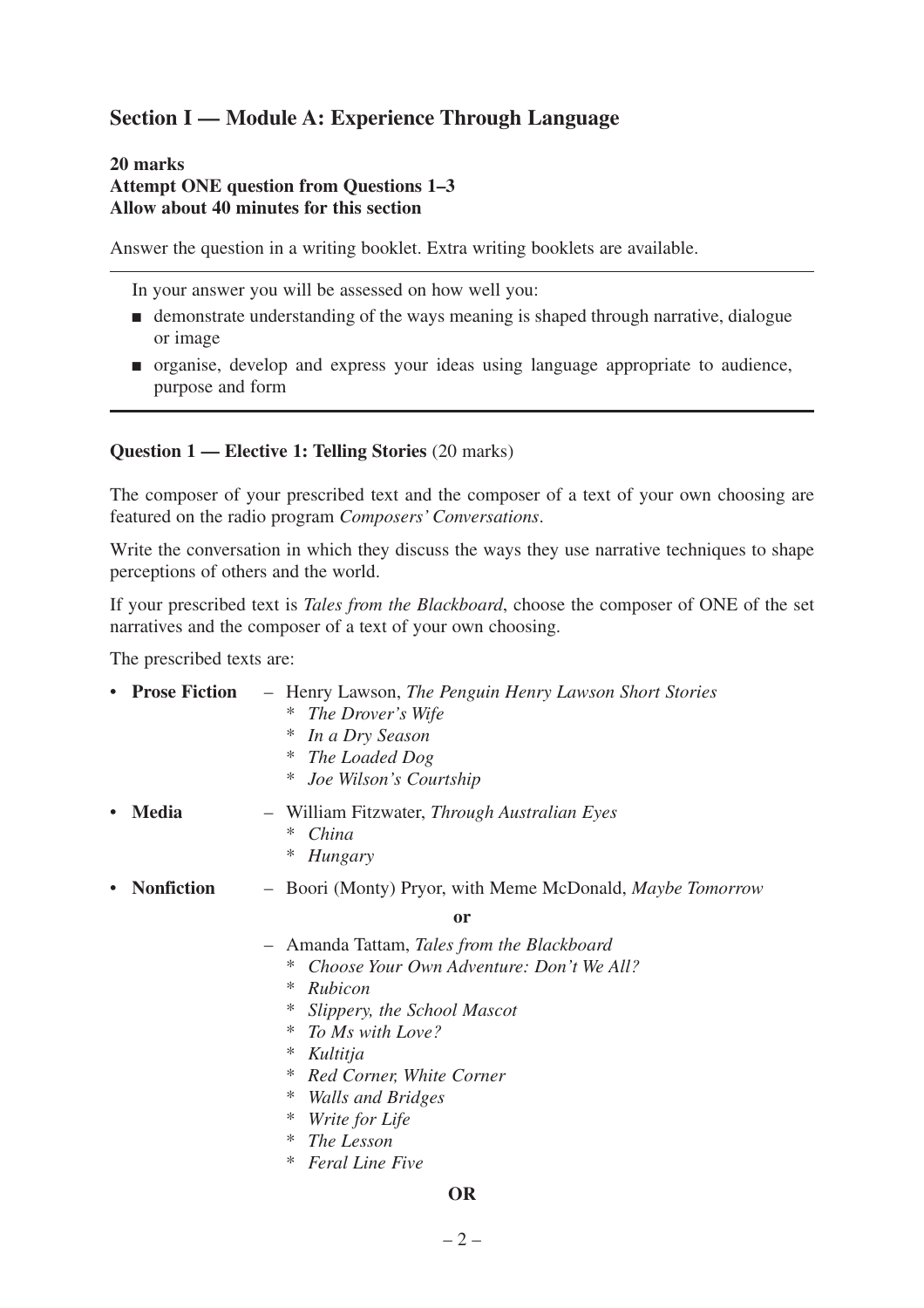## Section I — Module A: Experience Through Language

**20 marks**
**Attempt ONE question from Questions 1–3**
**Allow about 40 minutes for this section**

Answer the question in a writing booklet. Extra writing booklets are available.

---

In your answer you will be assessed on how well you:

- demonstrate understanding of the ways meaning is shaped through narrative, dialogue or image
- organise, develop and express your ideas using language appropriate to audience, purpose and form

---

### Question 1 — Elective 1: Telling Stories (20 marks)

The composer of your prescribed text and the composer of a text of your own choosing are featured on the radio program *Composers' Conversations*.

Write the conversation in which they discuss the ways they use narrative techniques to shape perceptions of others and the world.

If your prescribed text is *Tales from the Blackboard*, choose the composer of ONE of the set narratives and the composer of a text of your own choosing.

The prescribed texts are:

- **Prose Fiction** – Henry Lawson, *The Penguin Henry Lawson Short Stories*
  - * *The Drover's Wife*
  - * *In a Dry Season*
  - * *The Loaded Dog*
  - * *Joe Wilson's Courtship*
- **Media** – William Fitzwater, *Through Australian Eyes*
  - * *China*
  - * *Hungary*
- **Nonfiction** – Boori (Monty) Pryor, with Meme McDonald, *Maybe Tomorrow*

  **or**

  – Amanda Tattam, *Tales from the Blackboard*
  - * *Choose Your Own Adventure: Don't We All?*
  - * *Rubicon*
  - * *Slippery, the School Mascot*
  - * *To Ms with Love?*
  - * *Kultitja*
  - * *Red Corner, White Corner*
  - * *Walls and Bridges*
  - * *Write for Life*
  - * *The Lesson*
  - * *Feral Line Five*

**OR**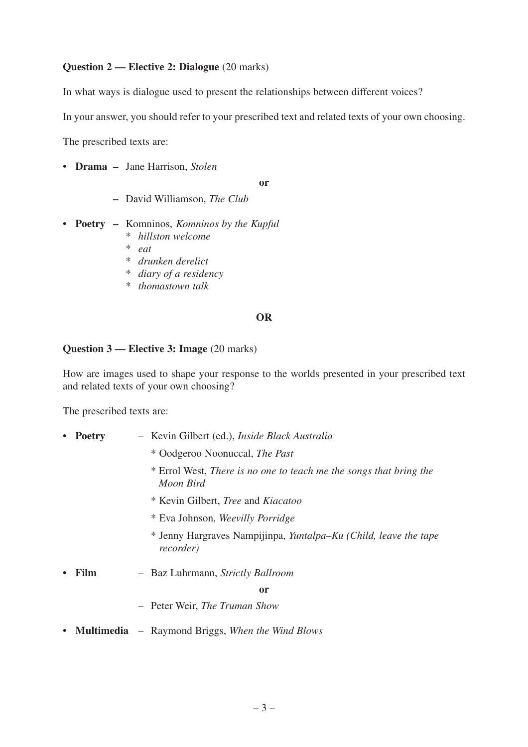**Question 2 — Elective 2: Dialogue** (20 marks)

In what ways is dialogue used to present the relationships between different voices?

In your answer, you should refer to your prescribed text and related texts of your own choosing.

The prescribed texts are:

- **Drama –** Jane Harrison, *Stolen*

  **or**

  **–** David Williamson, *The Club*

- **Poetry –** Komninos, *Komninos by the Kupful*
  - * *hillston welcome*
  - * *eat*
  - * *drunken derelict*
  - * *diary of a residency*
  - * *thomastown talk*

**OR**

**Question 3 — Elective 3: Image** (20 marks)

How are images used to shape your response to the worlds presented in your prescribed text and related texts of your own choosing?

The prescribed texts are:

- **Poetry** – Kevin Gilbert (ed.), *Inside Black Australia*
  - * Oodgeroo Noonuccal, *The Past*
  - * Errol West, *There is no one to teach me the songs that bring the Moon Bird*
  - * Kevin Gilbert, *Tree* and *Kiacatoo*
  - * Eva Johnson, *Weevilly Porridge*
  - * Jenny Hargraves Nampijinpa, *Yuntalpa–Ku (Child, leave the tape recorder)*

- **Film** – Baz Luhrmann, *Strictly Ballroom*

  **or**

  – Peter Weir, *The Truman Show*

- **Multimedia** – Raymond Briggs, *When the Wind Blows*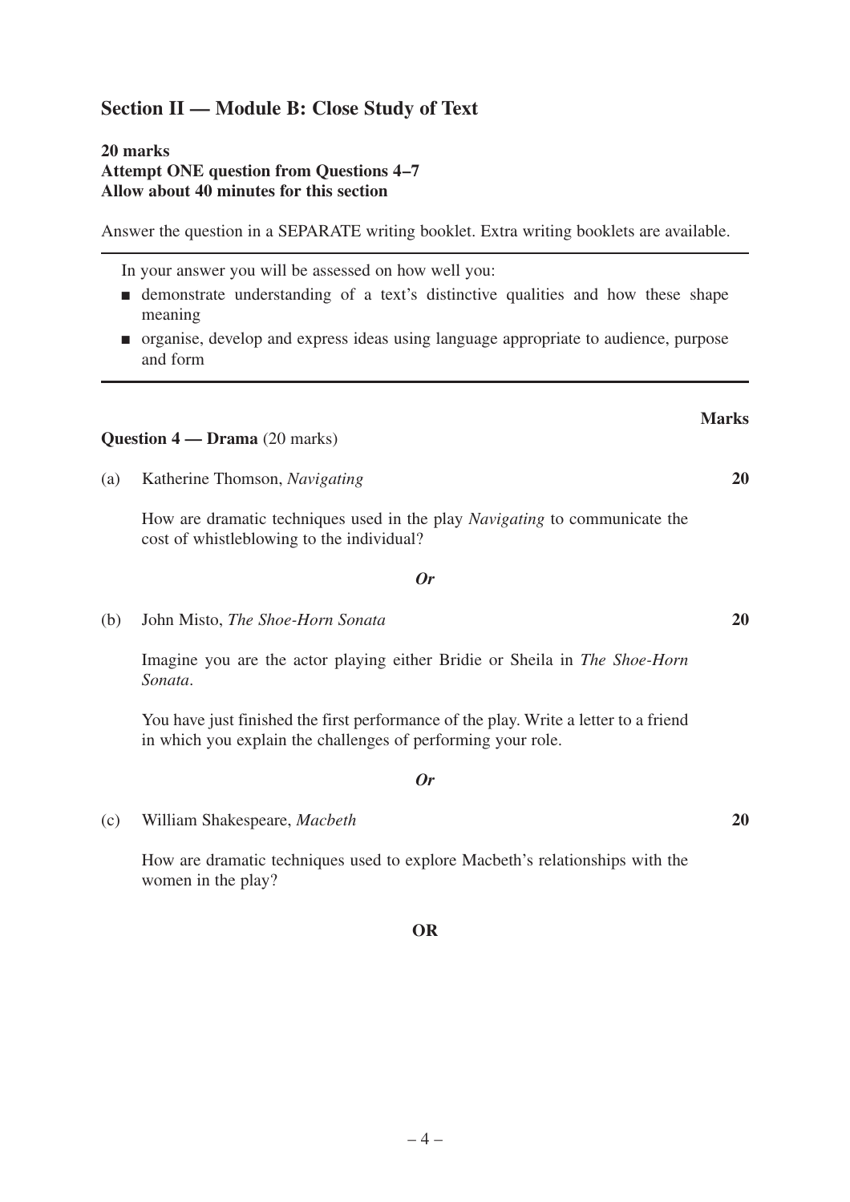## Section II — Module B: Close Study of Text

**20 marks**
**Attempt ONE question from Questions 4–7**
**Allow about 40 minutes for this section**

Answer the question in a SEPARATE writing booklet. Extra writing booklets are available.

---

In your answer you will be assessed on how well you:

- demonstrate understanding of a text's distinctive qualities and how these shape meaning
- organise, develop and express ideas using language appropriate to audience, purpose and form

---

**Marks**

**Question 4 — Drama** (20 marks)

(a) Katherine Thomson, *Navigating* **20**

How are dramatic techniques used in the play *Navigating* to communicate the cost of whistleblowing to the individual?

***Or***

(b) John Misto, *The Shoe-Horn Sonata* **20**

Imagine you are the actor playing either Bridie or Sheila in *The Shoe-Horn Sonata*.

You have just finished the first performance of the play. Write a letter to a friend in which you explain the challenges of performing your role.

***Or***

(c) William Shakespeare, *Macbeth* **20**

How are dramatic techniques used to explore Macbeth's relationships with the women in the play?

**OR**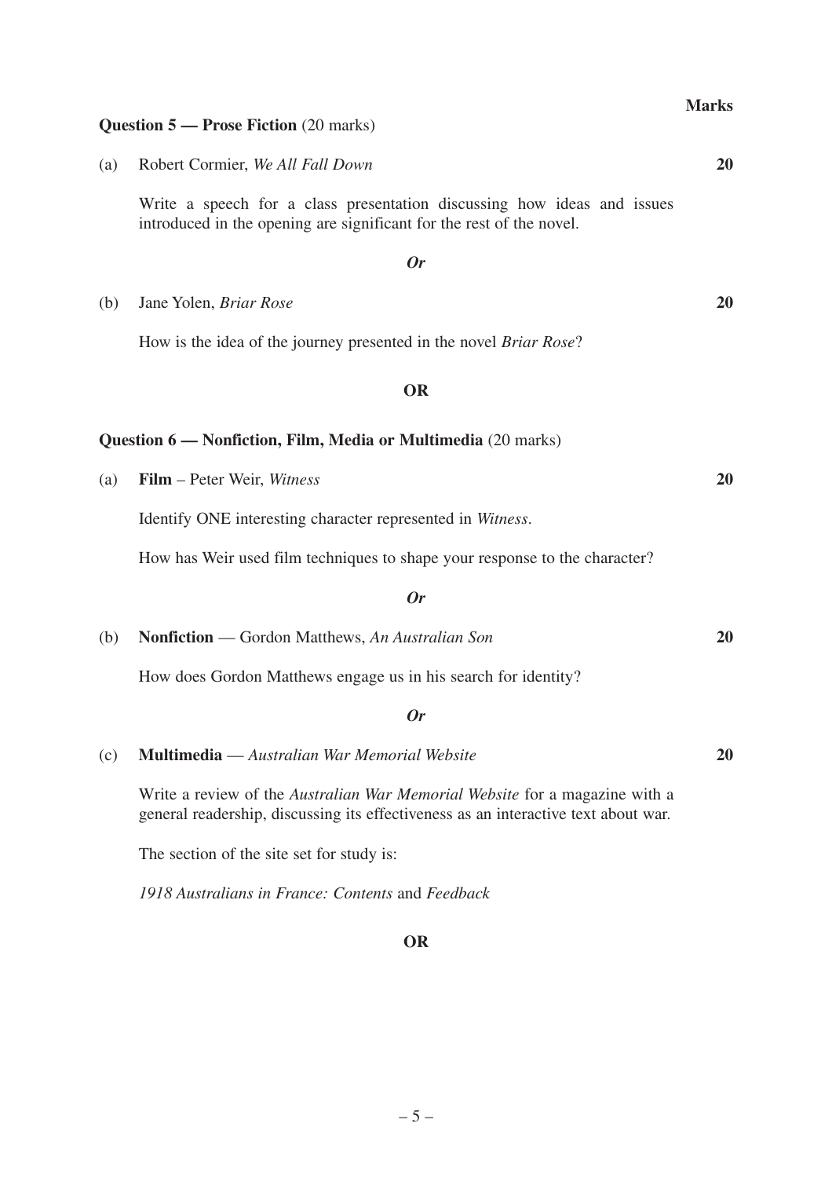**Marks**

**Question 5 — Prose Fiction** (20 marks)

(a) Robert Cormier, *We All Fall Down* **20**

Write a speech for a class presentation discussing how ideas and issues introduced in the opening are significant for the rest of the novel.

***Or***

(b) Jane Yolen, *Briar Rose* **20**

How is the idea of the journey presented in the novel *Briar Rose*?

**OR**

**Question 6 — Nonfiction, Film, Media or Multimedia** (20 marks)

(a) **Film** – Peter Weir, *Witness* **20**

Identify ONE interesting character represented in *Witness*.

How has Weir used film techniques to shape your response to the character?

***Or***

(b) **Nonfiction** — Gordon Matthews, *An Australian Son* **20**

How does Gordon Matthews engage us in his search for identity?

***Or***

(c) **Multimedia** — *Australian War Memorial Website* **20**

Write a review of the *Australian War Memorial Website* for a magazine with a general readership, discussing its effectiveness as an interactive text about war.

The section of the site set for study is:

*1918 Australians in France: Contents* and *Feedback*

**OR**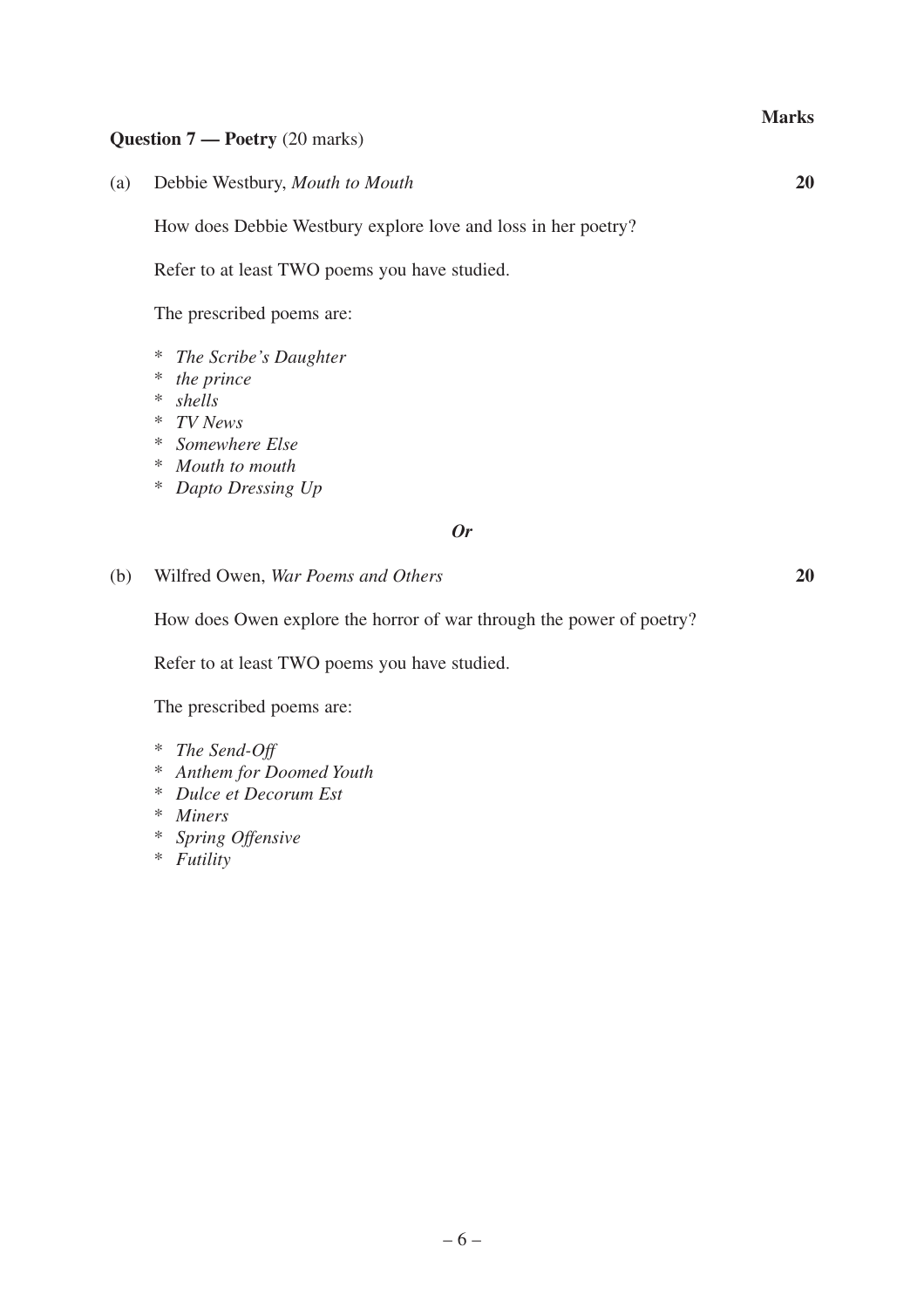**Marks**

**Question 7 — Poetry** (20 marks)

(a) Debbie Westbury, *Mouth to Mouth* **20**

How does Debbie Westbury explore love and loss in her poetry?

Refer to at least TWO poems you have studied.

The prescribed poems are:

* *The Scribe's Daughter*
* *the prince*
* *shells*
* *TV News*
* *Somewhere Else*
* *Mouth to mouth*
* *Dapto Dressing Up*

***Or***

(b) Wilfred Owen, *War Poems and Others* **20**

How does Owen explore the horror of war through the power of poetry?

Refer to at least TWO poems you have studied.

The prescribed poems are:

* *The Send-Off*
* *Anthem for Doomed Youth*
* *Dulce et Decorum Est*
* *Miners*
* *Spring Offensive*
* *Futility*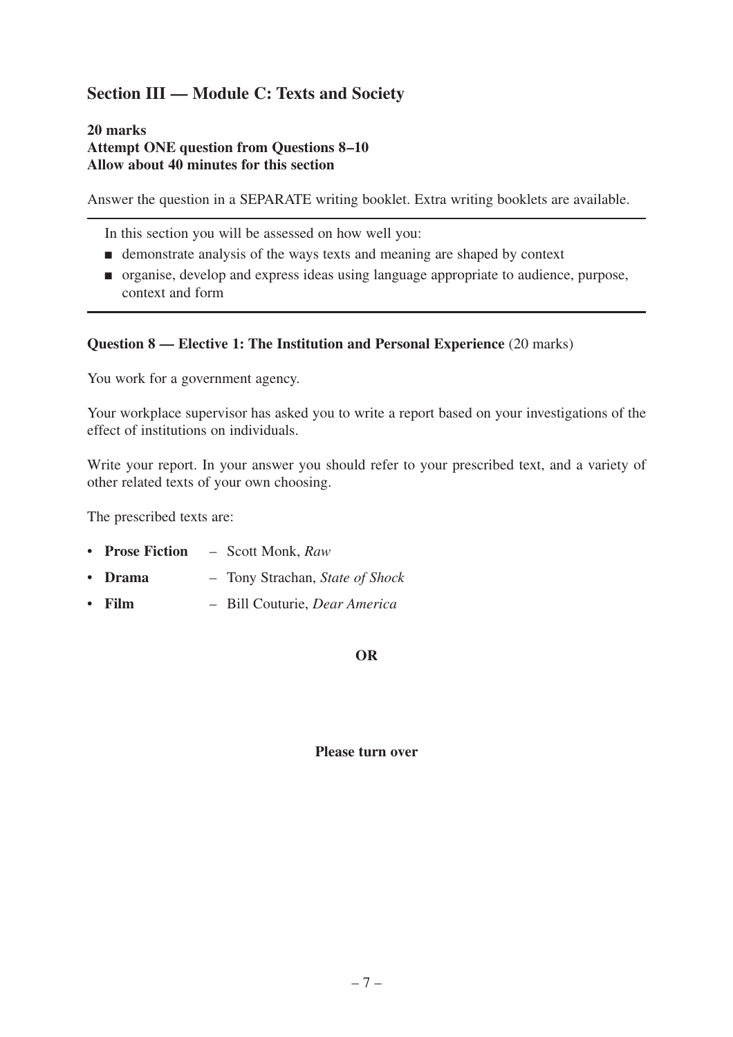## Section III — Module C: Texts and Society

**20 marks**
**Attempt ONE question from Questions 8–10**
**Allow about 40 minutes for this section**

Answer the question in a SEPARATE writing booklet. Extra writing booklets are available.

---

In this section you will be assessed on how well you:

- demonstrate analysis of the ways texts and meaning are shaped by context
- organise, develop and express ideas using language appropriate to audience, purpose, context and form

---

**Question 8 — Elective 1: The Institution and Personal Experience** (20 marks)

You work for a government agency.

Your workplace supervisor has asked you to write a report based on your investigations of the effect of institutions on individuals.

Write your report. In your answer you should refer to your prescribed text, and a variety of other related texts of your own choosing.

The prescribed texts are:

- **Prose Fiction** – Scott Monk, *Raw*
- **Drama** – Tony Strachan, *State of Shock*
- **Film** – Bill Couturie, *Dear America*

**OR**

**Please turn over**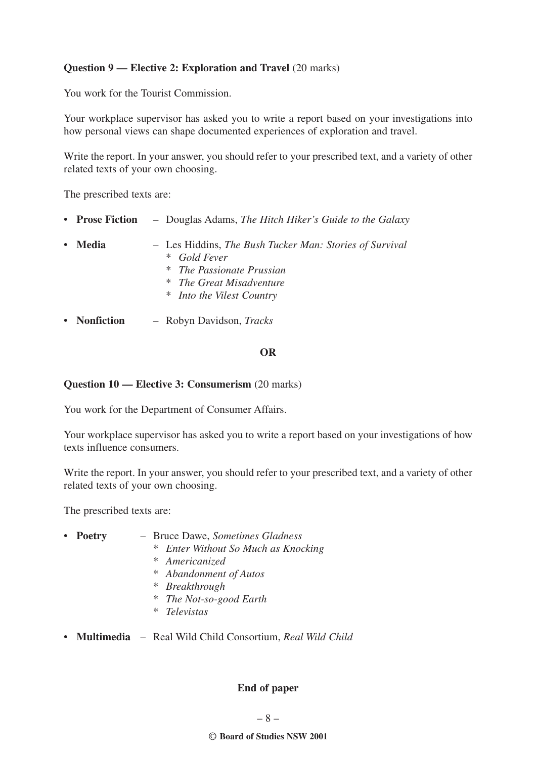**Question 9 — Elective 2: Exploration and Travel** (20 marks)

You work for the Tourist Commission.

Your workplace supervisor has asked you to write a report based on your investigations into how personal views can shape documented experiences of exploration and travel.

Write the report. In your answer, you should refer to your prescribed text, and a variety of other related texts of your own choosing.

The prescribed texts are:

- **Prose Fiction** – Douglas Adams, *The Hitch Hiker's Guide to the Galaxy*
- **Media** – Les Hiddins, *The Bush Tucker Man: Stories of Survival*
  - * *Gold Fever*
  - * *The Passionate Prussian*
  - * *The Great Misadventure*
  - * *Into the Vilest Country*
- **Nonfiction** – Robyn Davidson, *Tracks*

**OR**

**Question 10 — Elective 3: Consumerism** (20 marks)

You work for the Department of Consumer Affairs.

Your workplace supervisor has asked you to write a report based on your investigations of how texts influence consumers.

Write the report. In your answer, you should refer to your prescribed text, and a variety of other related texts of your own choosing.

The prescribed texts are:

- **Poetry** – Bruce Dawe, *Sometimes Gladness*
  - * *Enter Without So Much as Knocking*
  - * *Americanized*
  - * *Abandonment of Autos*
  - * *Breakthrough*
  - * *The Not-so-good Earth*
  - * *Televistas*
- **Multimedia** – Real Wild Child Consortium, *Real Wild Child*

**End of paper**

© Board of Studies NSW 2001